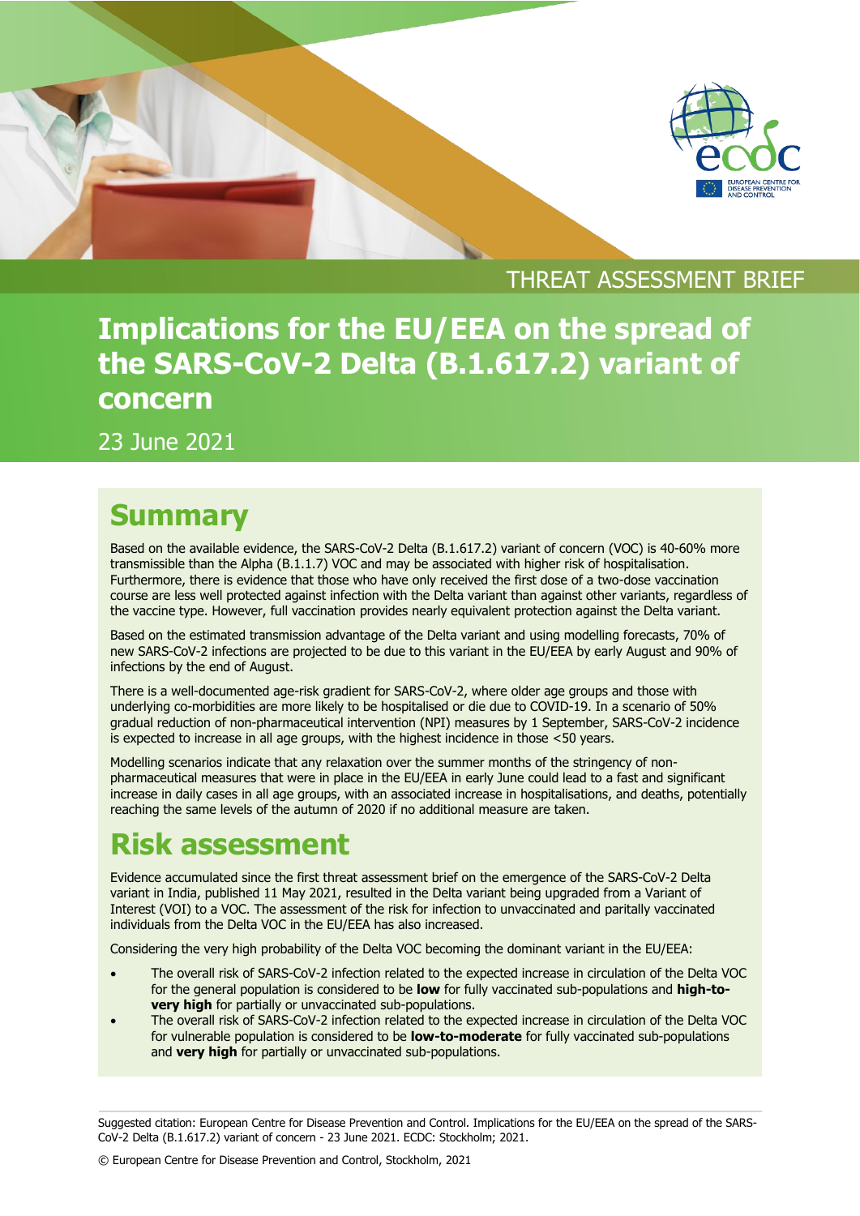THREAT ASSESSMENT BRIEF

# Implications for the EU/EEA on the spread of the SARS-CoV-2 Delta (B.1.617.2) variant of concern

23 June 2021

## Summary

Based on the available evidence, the SARS-CoV-2 Delta (B.1.617.2) variant of concern (VOC) is 40-60% more transmissible than the Alpha (B.1.1.7) VOC and may be associated with higher risk of hospitalisation. Furthermore, there is evidence that those who have only received the first dose of a two-dose vaccination course are less well protected against infection with the Delta variant than against other variants, regardless of the vaccine type. However, full vaccination provides nearly equivalent protection against the Delta variant.

Based on the estimated transmission advantage of the Delta variant and using modelling forecasts, 70% of new SARS-CoV-2 infections are projected to be due to this variant in the EU/EEA by early August and 90% of infections by the end of August.

There is a well-documented age-risk gradient for SARS-CoV-2, where older age groups and those with underlying co-morbidities are more likely to be hospitalised or die due to COVID-19. In a scenario of 50% gradual reduction of non-pharmaceutical intervention (NPI) measures by 1 September, SARS-CoV-2 incidence is expected to increase in all age groups, with the highest incidence in those <50 years.

Modelling scenarios indicate that any relaxation over the summer months of the stringency of non-pharmaceutical measures that were in place in the EU/EEA in early June could lead to a fast and significant increase in daily cases in all age groups, with an associated increase in hospitalisations, and deaths, potentially reaching the same levels of the autumn of 2020 if no additional measure are taken.

## Risk assessment

Evidence accumulated since the first threat assessment brief on the emergence of the SARS-CoV-2 Delta variant in India, published 11 May 2021, resulted in the Delta variant being upgraded from a Variant of Interest (VOI) to a VOC. The assessment of the risk for infection to unvaccinated and paritally vaccinated individuals from the Delta VOC in the EU/EEA has also increased.

Considering the very high probability of the Delta VOC becoming the dominant variant in the EU/EEA:

- The overall risk of SARS-CoV-2 infection related to the expected increase in circulation of the Delta VOC for the general population is considered to be **low** for fully vaccinated sub-populations and **high-to-very high** for partially or unvaccinated sub-populations.
- The overall risk of SARS-CoV-2 infection related to the expected increase in circulation of the Delta VOC for vulnerable population is considered to be **low-to-moderate** for fully vaccinated sub-populations and **very high** for partially or unvaccinated sub-populations.

Suggested citation: European Centre for Disease Prevention and Control. Implications for the EU/EEA on the spread of the SARS-CoV-2 Delta (B.1.617.2) variant of concern - 23 June 2021. ECDC: Stockholm; 2021.

© European Centre for Disease Prevention and Control, Stockholm, 2021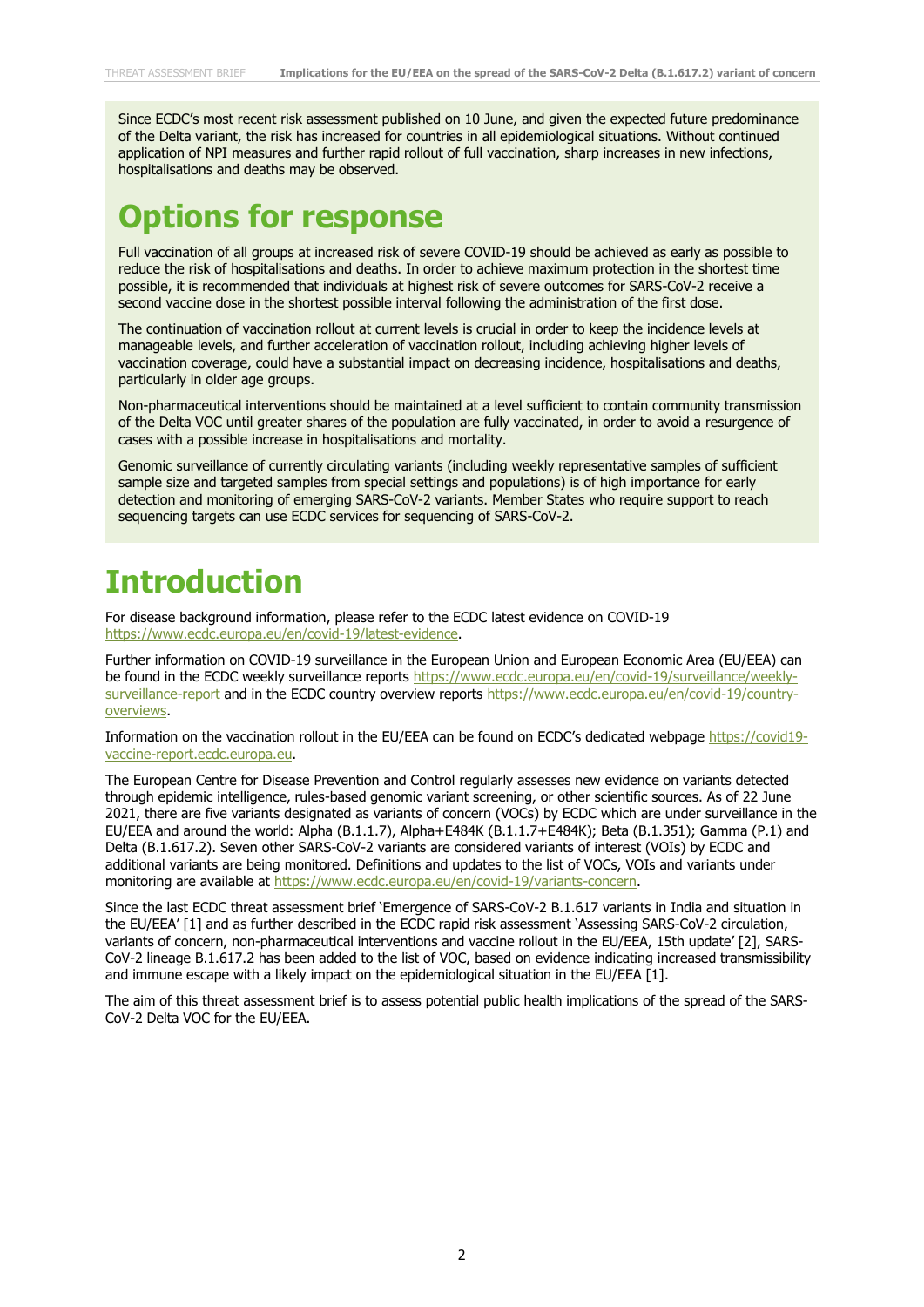Since ECDC's most recent risk assessment published on 10 June, and given the expected future predominance of the Delta variant, the risk has increased for countries in all epidemiological situations. Without continued application of NPI measures and further rapid rollout of full vaccination, sharp increases in new infections, hospitalisations and deaths may be observed.

# Options for response

Full vaccination of all groups at increased risk of severe COVID-19 should be achieved as early as possible to reduce the risk of hospitalisations and deaths. In order to achieve maximum protection in the shortest time possible, it is recommended that individuals at highest risk of severe outcomes for SARS-CoV-2 receive a second vaccine dose in the shortest possible interval following the administration of the first dose.

The continuation of vaccination rollout at current levels is crucial in order to keep the incidence levels at manageable levels, and further acceleration of vaccination rollout, including achieving higher levels of vaccination coverage, could have a substantial impact on decreasing incidence, hospitalisations and deaths, particularly in older age groups.

Non-pharmaceutical interventions should be maintained at a level sufficient to contain community transmission of the Delta VOC until greater shares of the population are fully vaccinated, in order to avoid a resurgence of cases with a possible increase in hospitalisations and mortality.

Genomic surveillance of currently circulating variants (including weekly representative samples of sufficient sample size and targeted samples from special settings and populations) is of high importance for early detection and monitoring of emerging SARS-CoV-2 variants. Member States who require support to reach sequencing targets can use ECDC services for sequencing of SARS-CoV-2.

# Introduction

For disease background information, please refer to the ECDC latest evidence on COVID-19 https://www.ecdc.europa.eu/en/covid-19/latest-evidence.

Further information on COVID-19 surveillance in the European Union and European Economic Area (EU/EEA) can be found in the ECDC weekly surveillance reports https://www.ecdc.europa.eu/en/covid-19/surveillance/weekly-surveillance-report and in the ECDC country overview reports https://www.ecdc.europa.eu/en/covid-19/country-overviews.

Information on the vaccination rollout in the EU/EEA can be found on ECDC's dedicated webpage https://covid19-vaccine-report.ecdc.europa.eu.

The European Centre for Disease Prevention and Control regularly assesses new evidence on variants detected through epidemic intelligence, rules-based genomic variant screening, or other scientific sources. As of 22 June 2021, there are five variants designated as variants of concern (VOCs) by ECDC which are under surveillance in the EU/EEA and around the world: Alpha (B.1.1.7), Alpha+E484K (B.1.1.7+E484K); Beta (B.1.351); Gamma (P.1) and Delta (B.1.617.2). Seven other SARS-CoV-2 variants are considered variants of interest (VOIs) by ECDC and additional variants are being monitored. Definitions and updates to the list of VOCs, VOIs and variants under monitoring are available at https://www.ecdc.europa.eu/en/covid-19/variants-concern.

Since the last ECDC threat assessment brief 'Emergence of SARS-CoV-2 B.1.617 variants in India and situation in the EU/EEA' [1] and as further described in the ECDC rapid risk assessment 'Assessing SARS-CoV-2 circulation, variants of concern, non-pharmaceutical interventions and vaccine rollout in the EU/EEA, 15th update' [2], SARS-CoV-2 lineage B.1.617.2 has been added to the list of VOC, based on evidence indicating increased transmissibility and immune escape with a likely impact on the epidemiological situation in the EU/EEA [1].

The aim of this threat assessment brief is to assess potential public health implications of the spread of the SARS-CoV-2 Delta VOC for the EU/EEA.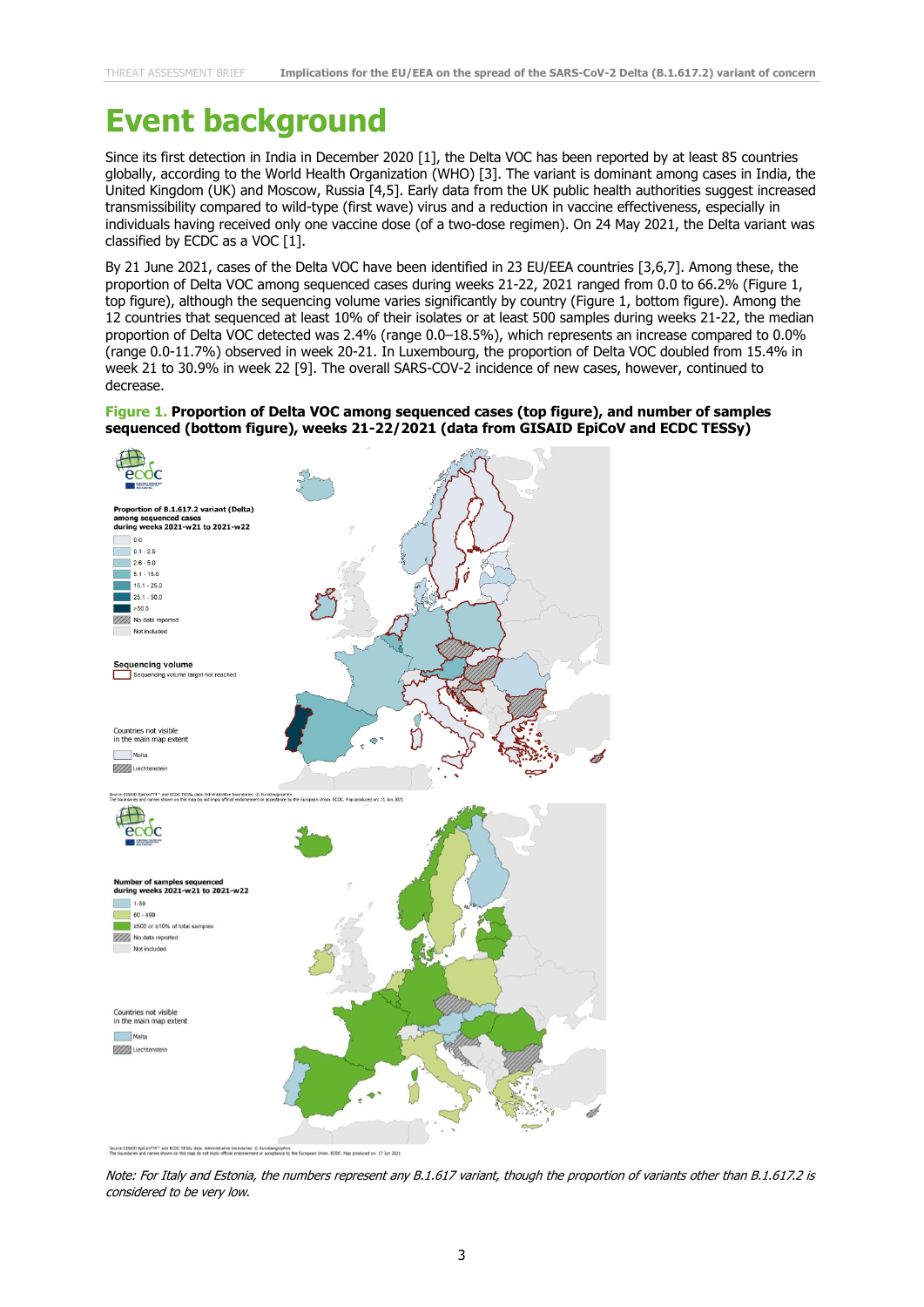# Event background

Since its first detection in India in December 2020 [1], the Delta VOC has been reported by at least 85 countries globally, according to the World Health Organization (WHO) [3]. The variant is dominant among cases in India, the United Kingdom (UK) and Moscow, Russia [4,5]. Early data from the UK public health authorities suggest increased transmissibility compared to wild-type (first wave) virus and a reduction in vaccine effectiveness, especially in individuals having received only one vaccine dose (of a two-dose regimen). On 24 May 2021, the Delta variant was classified by ECDC as a VOC [1].

By 21 June 2021, cases of the Delta VOC have been identified in 23 EU/EEA countries [3,6,7]. Among these, the proportion of Delta VOC among sequenced cases during weeks 21-22, 2021 ranged from 0.0 to 66.2% (Figure 1, top figure), although the sequencing volume varies significantly by country (Figure 1, bottom figure). Among the 12 countries that sequenced at least 10% of their isolates or at least 500 samples during weeks 21-22, the median proportion of Delta VOC detected was 2.4% (range 0.0–18.5%), which represents an increase compared to 0.0% (range 0.0-11.7%) observed in week 20-21. In Luxembourg, the proportion of Delta VOC doubled from 15.4% in week 21 to 30.9% in week 22 [9]. The overall SARS-COV-2 incidence of new cases, however, continued to decrease.

**Figure 1. Proportion of Delta VOC among sequenced cases (top figure), and number of samples sequenced (bottom figure), weeks 21-22/2021 (data from GISAID EpiCoV and ECDC TESSy)**

*Note: For Italy and Estonia, the numbers represent any B.1.617 variant, though the proportion of variants other than B.1.617.2 is considered to be very low.*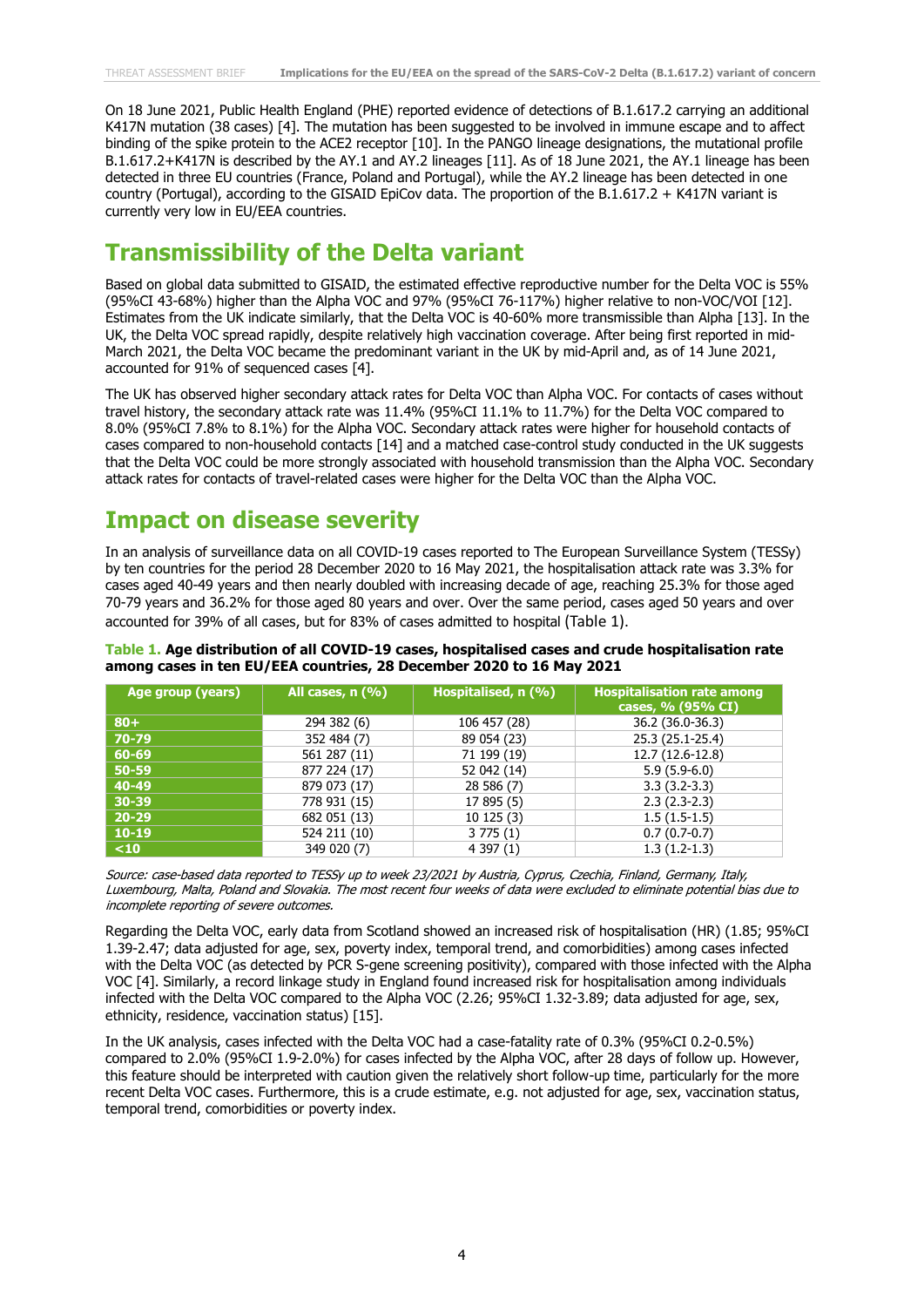On 18 June 2021, Public Health England (PHE) reported evidence of detections of B.1.617.2 carrying an additional K417N mutation (38 cases) [4]. The mutation has been suggested to be involved in immune escape and to affect binding of the spike protein to the ACE2 receptor [10]. In the PANGO lineage designations, the mutational profile B.1.617.2+K417N is described by the AY.1 and AY.2 lineages [11]. As of 18 June 2021, the AY.1 lineage has been detected in three EU countries (France, Poland and Portugal), while the AY.2 lineage has been detected in one country (Portugal), according to the GISAID EpiCov data. The proportion of the B.1.617.2 + K417N variant is currently very low in EU/EEA countries.

## Transmissibility of the Delta variant

Based on global data submitted to GISAID, the estimated effective reproductive number for the Delta VOC is 55% (95%CI 43-68%) higher than the Alpha VOC and 97% (95%CI 76-117%) higher relative to non-VOC/VOI [12]. Estimates from the UK indicate similarly, that the Delta VOC is 40-60% more transmissible than Alpha [13]. In the UK, the Delta VOC spread rapidly, despite relatively high vaccination coverage. After being first reported in mid-March 2021, the Delta VOC became the predominant variant in the UK by mid-April and, as of 14 June 2021, accounted for 91% of sequenced cases [4].

The UK has observed higher secondary attack rates for Delta VOC than Alpha VOC. For contacts of cases without travel history, the secondary attack rate was 11.4% (95%CI 11.1% to 11.7%) for the Delta VOC compared to 8.0% (95%CI 7.8% to 8.1%) for the Alpha VOC. Secondary attack rates were higher for household contacts of cases compared to non-household contacts [14] and a matched case-control study conducted in the UK suggests that the Delta VOC could be more strongly associated with household transmission than the Alpha VOC. Secondary attack rates for contacts of travel-related cases were higher for the Delta VOC than the Alpha VOC.

## Impact on disease severity

In an analysis of surveillance data on all COVID-19 cases reported to The European Surveillance System (TESSy) by ten countries for the period 28 December 2020 to 16 May 2021, the hospitalisation attack rate was 3.3% for cases aged 40-49 years and then nearly doubled with increasing decade of age, reaching 25.3% for those aged 70-79 years and 36.2% for those aged 80 years and over. Over the same period, cases aged 50 years and over accounted for 39% of all cases, but for 83% of cases admitted to hospital (Table 1).

**Table 1. Age distribution of all COVID-19 cases, hospitalised cases and crude hospitalisation rate among cases in ten EU/EEA countries, 28 December 2020 to 16 May 2021**

| Age group (years) | All cases, n (%) | Hospitalised, n (%) | Hospitalisation rate among cases, % (95% CI) |
|---|---|---|---|
| 80+ | 294 382 (6) | 106 457 (28) | 36.2 (36.0-36.3) |
| 70-79 | 352 484 (7) | 89 054 (23) | 25.3 (25.1-25.4) |
| 60-69 | 561 287 (11) | 71 199 (19) | 12.7 (12.6-12.8) |
| 50-59 | 877 224 (17) | 52 042 (14) | 5.9 (5.9-6.0) |
| 40-49 | 879 073 (17) | 28 586 (7) | 3.3 (3.2-3.3) |
| 30-39 | 778 931 (15) | 17 895 (5) | 2.3 (2.3-2.3) |
| 20-29 | 682 051 (13) | 10 125 (3) | 1.5 (1.5-1.5) |
| 10-19 | 524 211 (10) | 3 775 (1) | 0.7 (0.7-0.7) |
| <10 | 349 020 (7) | 4 397 (1) | 1.3 (1.2-1.3) |

*Source: case-based data reported to TESSy up to week 23/2021 by Austria, Cyprus, Czechia, Finland, Germany, Italy, Luxembourg, Malta, Poland and Slovakia. The most recent four weeks of data were excluded to eliminate potential bias due to incomplete reporting of severe outcomes.*

Regarding the Delta VOC, early data from Scotland showed an increased risk of hospitalisation (HR) (1.85; 95%CI 1.39-2.47; data adjusted for age, sex, poverty index, temporal trend, and comorbidities) among cases infected with the Delta VOC (as detected by PCR S-gene screening positivity), compared with those infected with the Alpha VOC [4]. Similarly, a record linkage study in England found increased risk for hospitalisation among individuals infected with the Delta VOC compared to the Alpha VOC (2.26; 95%CI 1.32-3.89; data adjusted for age, sex, ethnicity, residence, vaccination status) [15].

In the UK analysis, cases infected with the Delta VOC had a case-fatality rate of 0.3% (95%CI 0.2-0.5%) compared to 2.0% (95%CI 1.9-2.0%) for cases infected by the Alpha VOC, after 28 days of follow up. However, this feature should be interpreted with caution given the relatively short follow-up time, particularly for the more recent Delta VOC cases. Furthermore, this is a crude estimate, e.g. not adjusted for age, sex, vaccination status, temporal trend, comorbidities or poverty index.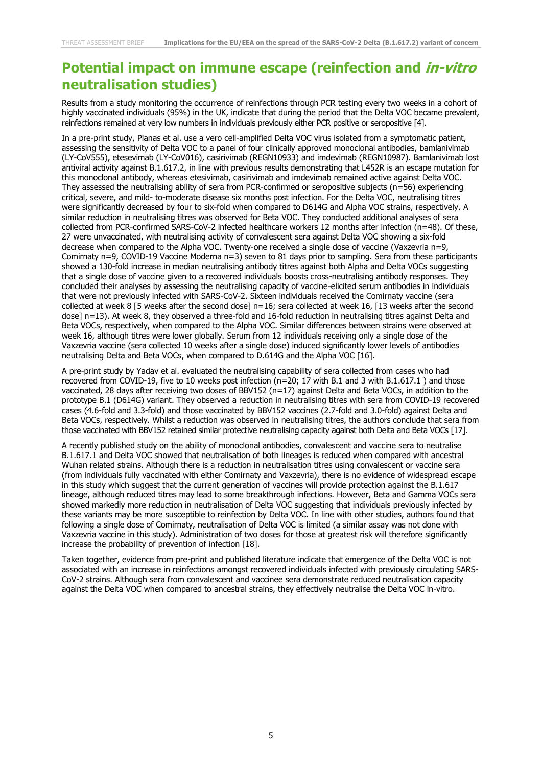## Potential impact on immune escape (reinfection and *in-vitro* neutralisation studies)

Results from a study monitoring the occurrence of reinfections through PCR testing every two weeks in a cohort of highly vaccinated individuals (95%) in the UK, indicate that during the period that the Delta VOC became prevalent, reinfections remained at very low numbers in individuals previously either PCR positive or seropositive [4].

In a pre-print study, Planas et al. use a vero cell-amplified Delta VOC virus isolated from a symptomatic patient, assessing the sensitivity of Delta VOC to a panel of four clinically approved monoclonal antibodies, bamlanivimab (LY-CoV555), etesevimab (LY-CoV016), casirivimab (REGN10933) and imdevimab (REGN10987). Bamlanivimab lost antiviral activity against B.1.617.2, in line with previous results demonstrating that L452R is an escape mutation for this monoclonal antibody, whereas etesivimab, casirivimab and imdevimab remained active against Delta VOC. They assessed the neutralising ability of sera from PCR-confirmed or seropositive subjects (n=56) experiencing critical, severe, and mild- to-moderate disease six months post infection. For the Delta VOC, neutralising titres were significantly decreased by four to six-fold when compared to D614G and Alpha VOC strains, respectively. A similar reduction in neutralising titres was observed for Beta VOC. They conducted additional analyses of sera collected from PCR-confirmed SARS-CoV-2 infected healthcare workers 12 months after infection (n=48). Of these, 27 were unvaccinated, with neutralising activity of convalescent sera against Delta VOC showing a six-fold decrease when compared to the Alpha VOC. Twenty-one received a single dose of vaccine (Vaxzevria n=9, Comirnaty n=9, COVID-19 Vaccine Moderna n=3) seven to 81 days prior to sampling. Sera from these participants showed a 130-fold increase in median neutralising antibody titres against both Alpha and Delta VOCs suggesting that a single dose of vaccine given to a recovered individuals boosts cross-neutralising antibody responses. They concluded their analyses by assessing the neutralising capacity of vaccine-elicited serum antibodies in individuals that were not previously infected with SARS-CoV-2. Sixteen individuals received the Comirnaty vaccine (sera collected at week 8 [5 weeks after the second dose] n=16; sera collected at week 16, [13 weeks after the second dose] n=13). At week 8, they observed a three-fold and 16-fold reduction in neutralising titres against Delta and Beta VOCs, respectively, when compared to the Alpha VOC. Similar differences between strains were observed at week 16, although titres were lower globally. Serum from 12 individuals receiving only a single dose of the Vaxzevria vaccine (sera collected 10 weeks after a single dose) induced significantly lower levels of antibodies neutralising Delta and Beta VOCs, when compared to D.614G and the Alpha VOC [16].

A pre-print study by Yadav et al. evaluated the neutralising capability of sera collected from cases who had recovered from COVID-19, five to 10 weeks post infection (n=20; 17 with B.1 and 3 with B.1.617.1 ) and those vaccinated, 28 days after receiving two doses of BBV152 (n=17) against Delta and Beta VOCs, in addition to the prototype B.1 (D614G) variant. They observed a reduction in neutralising titres with sera from COVID-19 recovered cases (4.6-fold and 3.3-fold) and those vaccinated by BBV152 vaccines (2.7-fold and 3.0-fold) against Delta and Beta VOCs, respectively. Whilst a reduction was observed in neutralising titres, the authors conclude that sera from those vaccinated with BBV152 retained similar protective neutralising capacity against both Delta and Beta VOCs [17].

A recently published study on the ability of monoclonal antibodies, convalescent and vaccine sera to neutralise B.1.617.1 and Delta VOC showed that neutralisation of both lineages is reduced when compared with ancestral Wuhan related strains. Although there is a reduction in neutralisation titres using convalescent or vaccine sera (from individuals fully vaccinated with either Comirnaty and Vaxzevria), there is no evidence of widespread escape in this study which suggest that the current generation of vaccines will provide protection against the B.1.617 lineage, although reduced titres may lead to some breakthrough infections. However, Beta and Gamma VOCs sera showed markedly more reduction in neutralisation of Delta VOC suggesting that individuals previously infected by these variants may be more susceptible to reinfection by Delta VOC. In line with other studies, authors found that following a single dose of Comirnaty, neutralisation of Delta VOC is limited (a similar assay was not done with Vaxzevria vaccine in this study). Administration of two doses for those at greatest risk will therefore significantly increase the probability of prevention of infection [18].

Taken together, evidence from pre-print and published literature indicate that emergence of the Delta VOC is not associated with an increase in reinfections amongst recovered individuals infected with previously circulating SARS-CoV-2 strains. Although sera from convalescent and vaccinee sera demonstrate reduced neutralisation capacity against the Delta VOC when compared to ancestral strains, they effectively neutralise the Delta VOC in-vitro.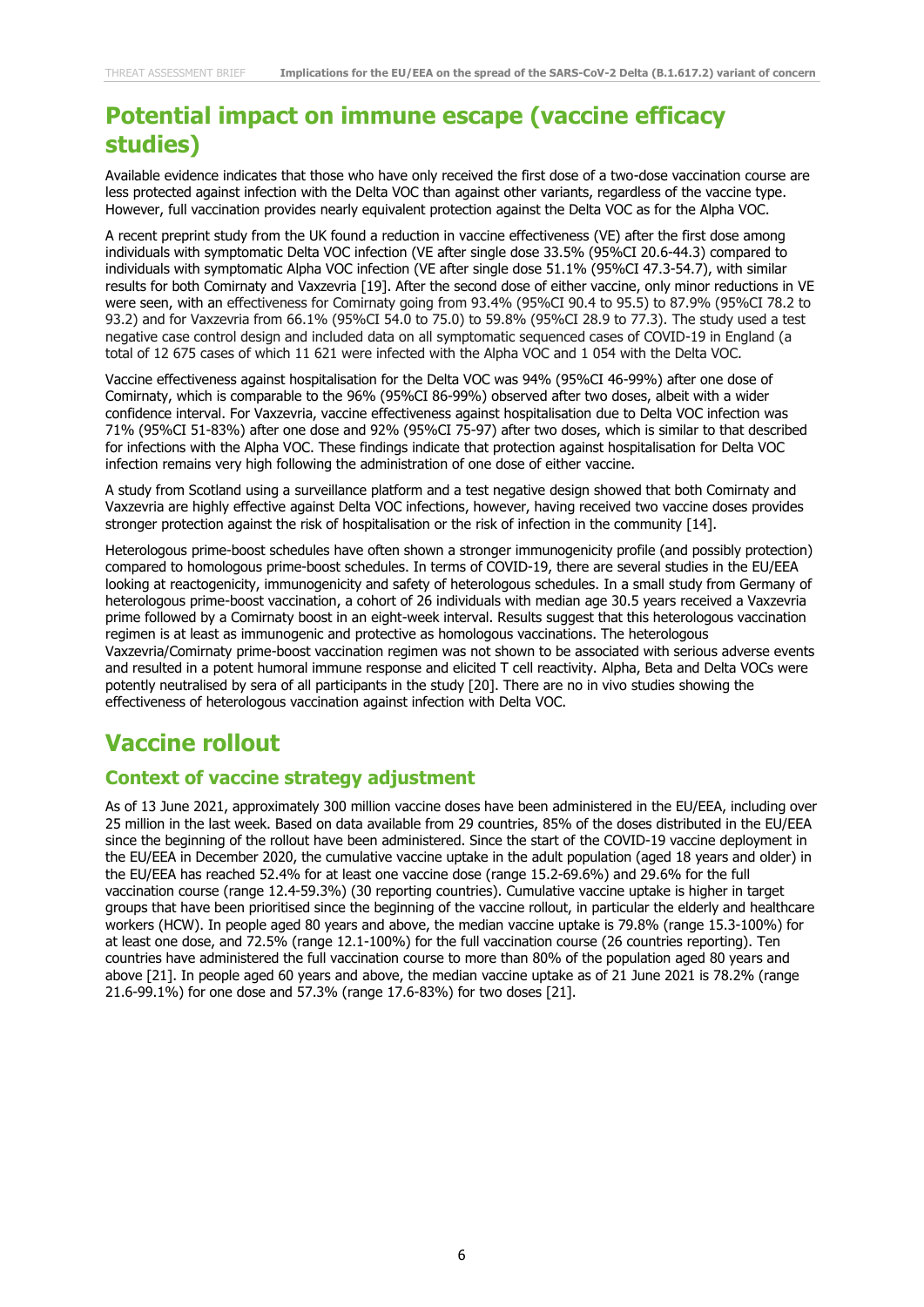## Potential impact on immune escape (vaccine efficacy studies)

Available evidence indicates that those who have only received the first dose of a two-dose vaccination course are less protected against infection with the Delta VOC than against other variants, regardless of the vaccine type. However, full vaccination provides nearly equivalent protection against the Delta VOC as for the Alpha VOC.

A recent preprint study from the UK found a reduction in vaccine effectiveness (VE) after the first dose among individuals with symptomatic Delta VOC infection (VE after single dose 33.5% (95%CI 20.6-44.3) compared to individuals with symptomatic Alpha VOC infection (VE after single dose 51.1% (95%CI 47.3-54.7), with similar results for both Comirnaty and Vaxzevria [19]. After the second dose of either vaccine, only minor reductions in VE were seen, with an effectiveness for Comirnaty going from 93.4% (95%CI 90.4 to 95.5) to 87.9% (95%CI 78.2 to 93.2) and for Vaxzevria from 66.1% (95%CI 54.0 to 75.0) to 59.8% (95%CI 28.9 to 77.3). The study used a test negative case control design and included data on all symptomatic sequenced cases of COVID-19 in England (a total of 12 675 cases of which 11 621 were infected with the Alpha VOC and 1 054 with the Delta VOC.

Vaccine effectiveness against hospitalisation for the Delta VOC was 94% (95%CI 46-99%) after one dose of Comirnaty, which is comparable to the 96% (95%CI 86-99%) observed after two doses, albeit with a wider confidence interval. For Vaxzevria, vaccine effectiveness against hospitalisation due to Delta VOC infection was 71% (95%CI 51-83%) after one dose and 92% (95%CI 75-97) after two doses, which is similar to that described for infections with the Alpha VOC. These findings indicate that protection against hospitalisation for Delta VOC infection remains very high following the administration of one dose of either vaccine.

A study from Scotland using a surveillance platform and a test negative design showed that both Comirnaty and Vaxzevria are highly effective against Delta VOC infections, however, having received two vaccine doses provides stronger protection against the risk of hospitalisation or the risk of infection in the community [14].

Heterologous prime-boost schedules have often shown a stronger immunogenicity profile (and possibly protection) compared to homologous prime-boost schedules. In terms of COVID-19, there are several studies in the EU/EEA looking at reactogenicity, immunogenicity and safety of heterologous schedules. In a small study from Germany of heterologous prime-boost vaccination, a cohort of 26 individuals with median age 30.5 years received a Vaxzevria prime followed by a Comirnaty boost in an eight-week interval. Results suggest that this heterologous vaccination regimen is at least as immunogenic and protective as homologous vaccinations. The heterologous Vaxzevria/Comirnaty prime-boost vaccination regimen was not shown to be associated with serious adverse events and resulted in a potent humoral immune response and elicited T cell reactivity. Alpha, Beta and Delta VOCs were potently neutralised by sera of all participants in the study [20]. There are no in vivo studies showing the effectiveness of heterologous vaccination against infection with Delta VOC.

## Vaccine rollout

### Context of vaccine strategy adjustment

As of 13 June 2021, approximately 300 million vaccine doses have been administered in the EU/EEA, including over 25 million in the last week. Based on data available from 29 countries, 85% of the doses distributed in the EU/EEA since the beginning of the rollout have been administered. Since the start of the COVID-19 vaccine deployment in the EU/EEA in December 2020, the cumulative vaccine uptake in the adult population (aged 18 years and older) in the EU/EEA has reached 52.4% for at least one vaccine dose (range 15.2-69.6%) and 29.6% for the full vaccination course (range 12.4-59.3%) (30 reporting countries). Cumulative vaccine uptake is higher in target groups that have been prioritised since the beginning of the vaccine rollout, in particular the elderly and healthcare workers (HCW). In people aged 80 years and above, the median vaccine uptake is 79.8% (range 15.3-100%) for at least one dose, and 72.5% (range 12.1-100%) for the full vaccination course (26 countries reporting). Ten countries have administered the full vaccination course to more than 80% of the population aged 80 years and above [21]. In people aged 60 years and above, the median vaccine uptake as of 21 June 2021 is 78.2% (range 21.6-99.1%) for one dose and 57.3% (range 17.6-83%) for two doses [21].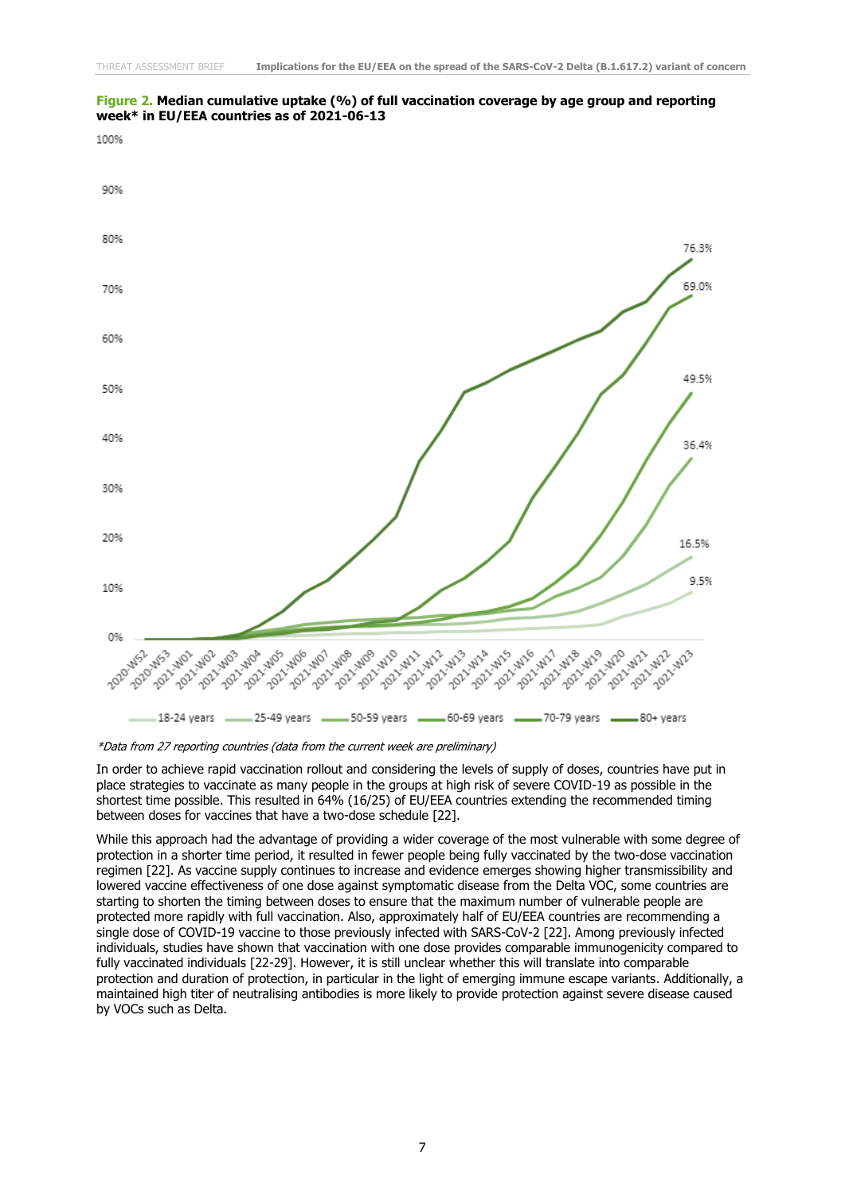**Figure 2. Median cumulative uptake (%) of full vaccination coverage by age group and reporting week* in EU/EEA countries as of 2021-06-13**

*\*Data from 27 reporting countries (data from the current week are preliminary)*

In order to achieve rapid vaccination rollout and considering the levels of supply of doses, countries have put in place strategies to vaccinate as many people in the groups at high risk of severe COVID-19 as possible in the shortest time possible. This resulted in 64% (16/25) of EU/EEA countries extending the recommended timing between doses for vaccines that have a two-dose schedule [22].

While this approach had the advantage of providing a wider coverage of the most vulnerable with some degree of protection in a shorter time period, it resulted in fewer people being fully vaccinated by the two-dose vaccination regimen [22]. As vaccine supply continues to increase and evidence emerges showing higher transmissibility and lowered vaccine effectiveness of one dose against symptomatic disease from the Delta VOC, some countries are starting to shorten the timing between doses to ensure that the maximum number of vulnerable people are protected more rapidly with full vaccination. Also, approximately half of EU/EEA countries are recommending a single dose of COVID-19 vaccine to those previously infected with SARS-CoV-2 [22]. Among previously infected individuals, studies have shown that vaccination with one dose provides comparable immunogenicity compared to fully vaccinated individuals [22-29]. However, it is still unclear whether this will translate into comparable protection and duration of protection, in particular in the light of emerging immune escape variants. Additionally, a maintained high titer of neutralising antibodies is more likely to provide protection against severe disease caused by VOCs such as Delta.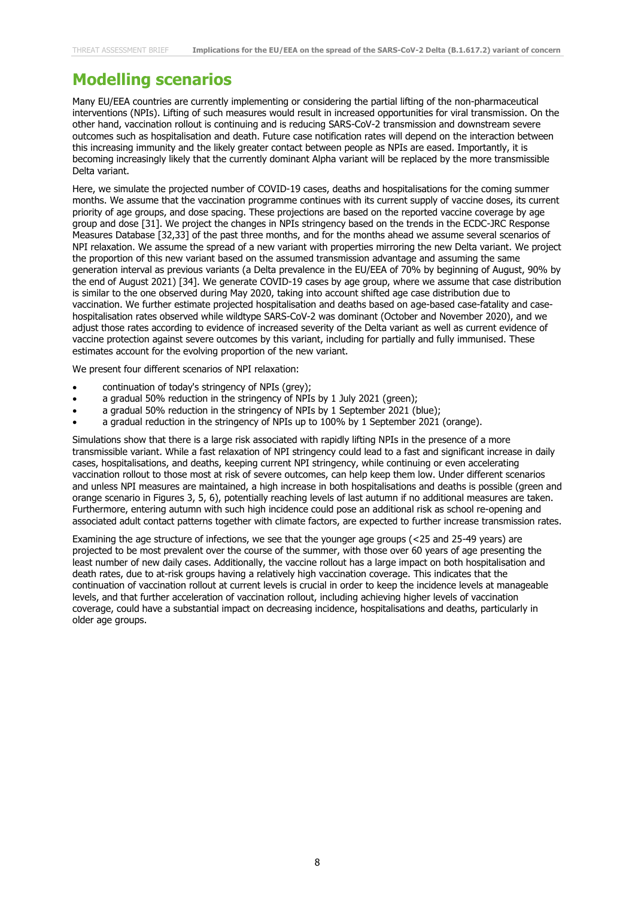# Modelling scenarios

Many EU/EEA countries are currently implementing or considering the partial lifting of the non-pharmaceutical interventions (NPIs). Lifting of such measures would result in increased opportunities for viral transmission. On the other hand, vaccination rollout is continuing and is reducing SARS-CoV-2 transmission and downstream severe outcomes such as hospitalisation and death. Future case notification rates will depend on the interaction between this increasing immunity and the likely greater contact between people as NPIs are eased. Importantly, it is becoming increasingly likely that the currently dominant Alpha variant will be replaced by the more transmissible Delta variant.

Here, we simulate the projected number of COVID-19 cases, deaths and hospitalisations for the coming summer months. We assume that the vaccination programme continues with its current supply of vaccine doses, its current priority of age groups, and dose spacing. These projections are based on the reported vaccine coverage by age group and dose [31]. We project the changes in NPIs stringency based on the trends in the ECDC-JRC Response Measures Database [32,33] of the past three months, and for the months ahead we assume several scenarios of NPI relaxation. We assume the spread of a new variant with properties mirroring the new Delta variant. We project the proportion of this new variant based on the assumed transmission advantage and assuming the same generation interval as previous variants (a Delta prevalence in the EU/EEA of 70% by beginning of August, 90% by the end of August 2021) [34]. We generate COVID-19 cases by age group, where we assume that case distribution is similar to the one observed during May 2020, taking into account shifted age case distribution due to vaccination. We further estimate projected hospitalisation and deaths based on age-based case-fatality and case-hospitalisation rates observed while wildtype SARS-CoV-2 was dominant (October and November 2020), and we adjust those rates according to evidence of increased severity of the Delta variant as well as current evidence of vaccine protection against severe outcomes by this variant, including for partially and fully immunised. These estimates account for the evolving proportion of the new variant.

We present four different scenarios of NPI relaxation:

- continuation of today's stringency of NPIs (grey);
- a gradual 50% reduction in the stringency of NPIs by 1 July 2021 (green);
- a gradual 50% reduction in the stringency of NPIs by 1 September 2021 (blue);
- a gradual reduction in the stringency of NPIs up to 100% by 1 September 2021 (orange).

Simulations show that there is a large risk associated with rapidly lifting NPIs in the presence of a more transmissible variant. While a fast relaxation of NPI stringency could lead to a fast and significant increase in daily cases, hospitalisations, and deaths, keeping current NPI stringency, while continuing or even accelerating vaccination rollout to those most at risk of severe outcomes, can help keep them low. Under different scenarios and unless NPI measures are maintained, a high increase in both hospitalisations and deaths is possible (green and orange scenario in Figures 3, 5, 6), potentially reaching levels of last autumn if no additional measures are taken. Furthermore, entering autumn with such high incidence could pose an additional risk as school re-opening and associated adult contact patterns together with climate factors, are expected to further increase transmission rates.

Examining the age structure of infections, we see that the younger age groups (<25 and 25-49 years) are projected to be most prevalent over the course of the summer, with those over 60 years of age presenting the least number of new daily cases. Additionally, the vaccine rollout has a large impact on both hospitalisation and death rates, due to at-risk groups having a relatively high vaccination coverage. This indicates that the continuation of vaccination rollout at current levels is crucial in order to keep the incidence levels at manageable levels, and that further acceleration of vaccination rollout, including achieving higher levels of vaccination coverage, could have a substantial impact on decreasing incidence, hospitalisations and deaths, particularly in older age groups.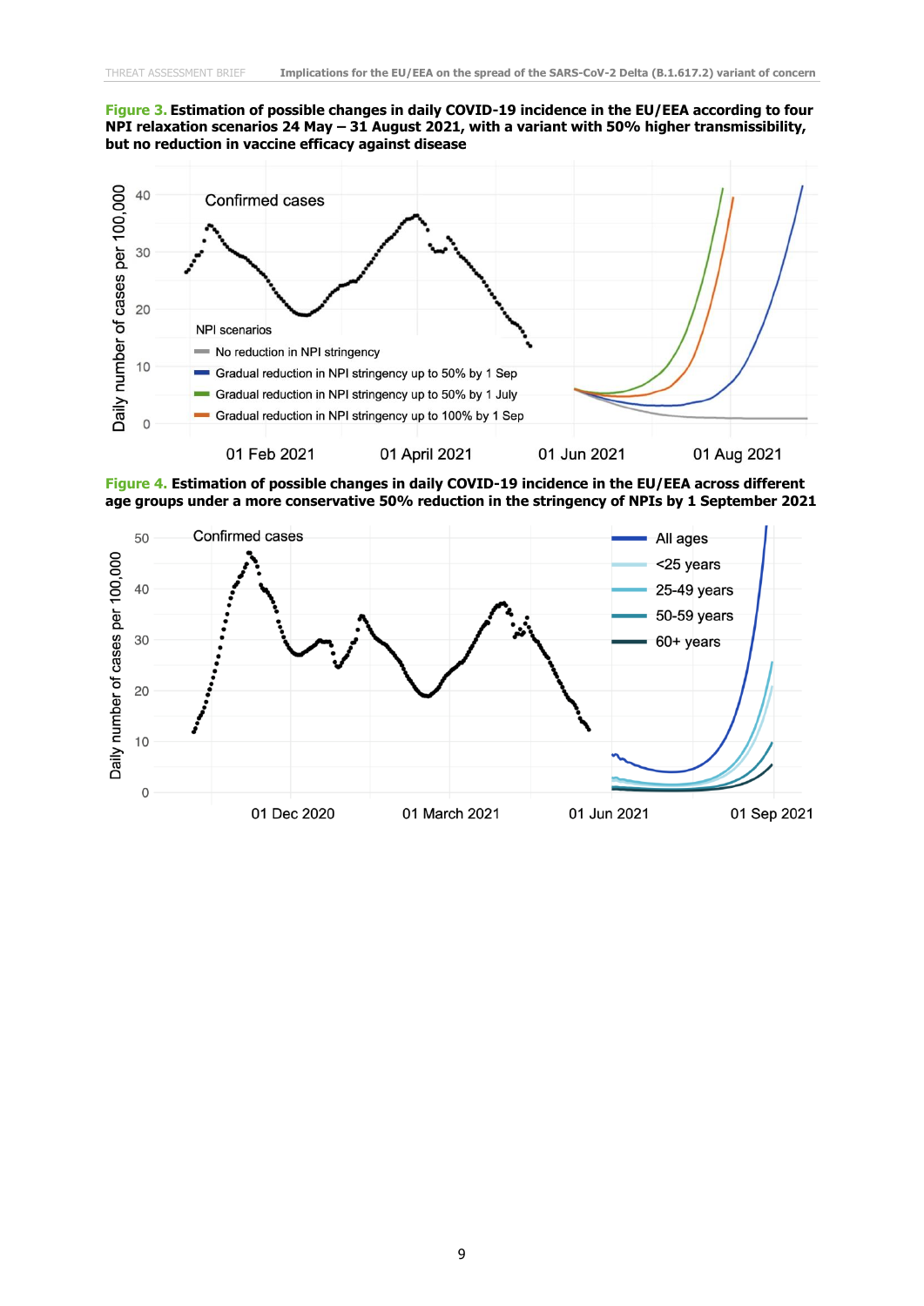**Figure 3. Estimation of possible changes in daily COVID-19 incidence in the EU/EEA according to four NPI relaxation scenarios 24 May – 31 August 2021, with a variant with 50% higher transmissibility, but no reduction in vaccine efficacy against disease**

**Figure 4. Estimation of possible changes in daily COVID-19 incidence in the EU/EEA across different age groups under a more conservative 50% reduction in the stringency of NPIs by 1 September 2021**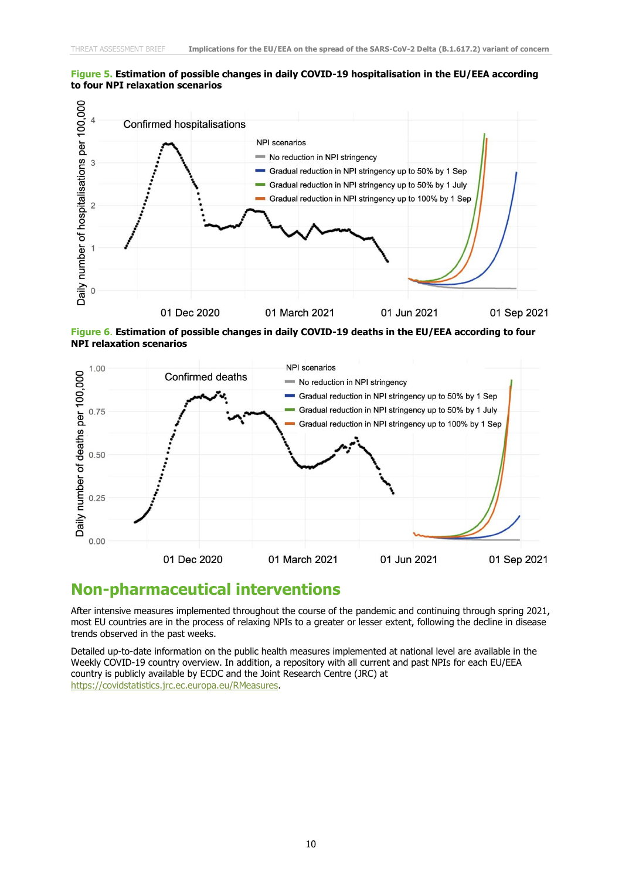**Figure 5. Estimation of possible changes in daily COVID-19 hospitalisation in the EU/EEA according to four NPI relaxation scenarios**

**Figure 6. Estimation of possible changes in daily COVID-19 deaths in the EU/EEA according to four NPI relaxation scenarios**

## Non-pharmaceutical interventions

After intensive measures implemented throughout the course of the pandemic and continuing through spring 2021, most EU countries are in the process of relaxing NPIs to a greater or lesser extent, following the decline in disease trends observed in the past weeks.

Detailed up-to-date information on the public health measures implemented at national level are available in the Weekly COVID-19 country overview. In addition, a repository with all current and past NPIs for each EU/EEA country is publicly available by ECDC and the Joint Research Centre (JRC) at https://covidstatistics.jrc.ec.europa.eu/RMeasures.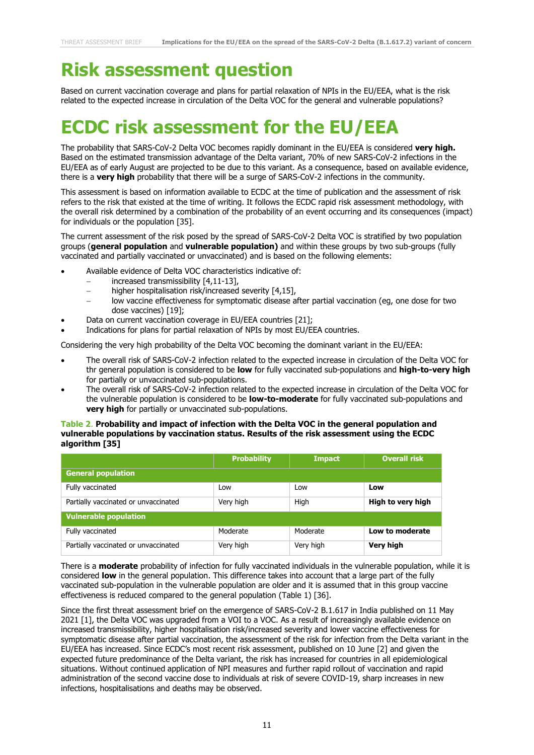# Risk assessment question

Based on current vaccination coverage and plans for partial relaxation of NPIs in the EU/EEA, what is the risk related to the expected increase in circulation of the Delta VOC for the general and vulnerable populations?

# ECDC risk assessment for the EU/EEA

The probability that SARS-CoV-2 Delta VOC becomes rapidly dominant in the EU/EEA is considered **very high.** Based on the estimated transmission advantage of the Delta variant, 70% of new SARS-CoV-2 infections in the EU/EEA as of early August are projected to be due to this variant. As a consequence, based on available evidence, there is a **very high** probability that there will be a surge of SARS-CoV-2 infections in the community.

This assessment is based on information available to ECDC at the time of publication and the assessment of risk refers to the risk that existed at the time of writing. It follows the ECDC rapid risk assessment methodology, with the overall risk determined by a combination of the probability of an event occurring and its consequences (impact) for individuals or the population [35].

The current assessment of the risk posed by the spread of SARS-CoV-2 Delta VOC is stratified by two population groups (**general population** and **vulnerable population)** and within these groups by two sub-groups (fully vaccinated and partially vaccinated or unvaccinated) and is based on the following elements:

- Available evidence of Delta VOC characteristics indicative of:
  - increased transmissibility [4,11-13],
  - higher hospitalisation risk/increased severity [4,15],
  - low vaccine effectiveness for symptomatic disease after partial vaccination (eg, one dose for two dose vaccines) [19];
- Data on current vaccination coverage in EU/EEA countries [21];
- Indications for plans for partial relaxation of NPIs by most EU/EEA countries.

Considering the very high probability of the Delta VOC becoming the dominant variant in the EU/EEA:

- The overall risk of SARS-CoV-2 infection related to the expected increase in circulation of the Delta VOC for thr general population is considered to be **low** for fully vaccinated sub-populations and **high-to-very high** for partially or unvaccinated sub-populations.
- The overall risk of SARS-CoV-2 infection related to the expected increase in circulation of the Delta VOC for the vulnerable population is considered to be **low-to-moderate** for fully vaccinated sub-populations and **very high** for partially or unvaccinated sub-populations.

**Table 2. Probability and impact of infection with the Delta VOC in the general population and vulnerable populations by vaccination status. Results of the risk assessment using the ECDC algorithm [35]**

| | Probability | Impact | Overall risk |
|---|---|---|---|
| **General population** | | | |
| Fully vaccinated | Low | Low | **Low** |
| Partially vaccinated or unvaccinated | Very high | High | **High to very high** |
| **Vulnerable population** | | | |
| Fully vaccinated | Moderate | Moderate | **Low to moderate** |
| Partially vaccinated or unvaccinated | Very high | Very high | **Very high** |

There is a **moderate** probability of infection for fully vaccinated individuals in the vulnerable population, while it is considered **low** in the general population. This difference takes into account that a large part of the fully vaccinated sub-population in the vulnerable population are older and it is assumed that in this group vaccine effectiveness is reduced compared to the general population (Table 1) [36].

Since the first threat assessment brief on the emergence of SARS-CoV-2 B.1.617 in India published on 11 May 2021 [1], the Delta VOC was upgraded from a VOI to a VOC. As a result of increasingly available evidence on increased transmissibility, higher hospitalisation risk/increased severity and lower vaccine effectiveness for symptomatic disease after partial vaccination, the assessment of the risk for infection from the Delta variant in the EU/EEA has increased. Since ECDC's most recent risk assessment, published on 10 June [2] and given the expected future predominance of the Delta variant, the risk has increased for countries in all epidemiological situations. Without continued application of NPI measures and further rapid rollout of vaccination and rapid administration of the second vaccine dose to individuals at risk of severe COVID-19, sharp increases in new infections, hospitalisations and deaths may be observed.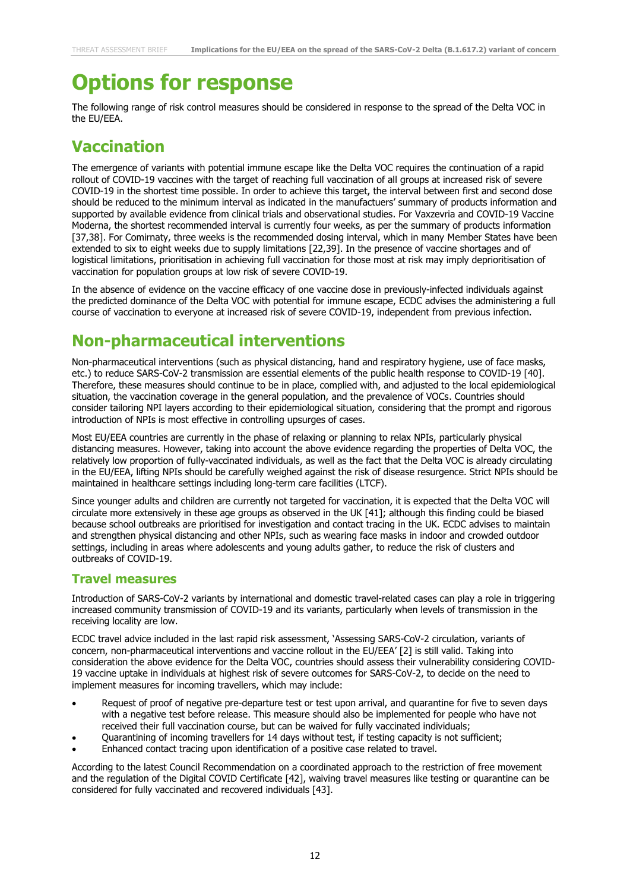# Options for response

The following range of risk control measures should be considered in response to the spread of the Delta VOC in the EU/EEA.

## Vaccination

The emergence of variants with potential immune escape like the Delta VOC requires the continuation of a rapid rollout of COVID-19 vaccines with the target of reaching full vaccination of all groups at increased risk of severe COVID-19 in the shortest time possible. In order to achieve this target, the interval between first and second dose should be reduced to the minimum interval as indicated in the manufactuers' summary of products information and supported by available evidence from clinical trials and observational studies. For Vaxzevria and COVID-19 Vaccine Moderna, the shortest recommended interval is currently four weeks, as per the summary of products information [37,38]. For Comirnaty, three weeks is the recommended dosing interval, which in many Member States have been extended to six to eight weeks due to supply limitations [22,39]. In the presence of vaccine shortages and of logistical limitations, prioritisation in achieving full vaccination for those most at risk may imply deprioritisation of vaccination for population groups at low risk of severe COVID-19.

In the absence of evidence on the vaccine efficacy of one vaccine dose in previously-infected individuals against the predicted dominance of the Delta VOC with potential for immune escape, ECDC advises the administering a full course of vaccination to everyone at increased risk of severe COVID-19, independent from previous infection.

## Non-pharmaceutical interventions

Non-pharmaceutical interventions (such as physical distancing, hand and respiratory hygiene, use of face masks, etc.) to reduce SARS-CoV-2 transmission are essential elements of the public health response to COVID-19 [40]. Therefore, these measures should continue to be in place, complied with, and adjusted to the local epidemiological situation, the vaccination coverage in the general population, and the prevalence of VOCs. Countries should consider tailoring NPI layers according to their epidemiological situation, considering that the prompt and rigorous introduction of NPIs is most effective in controlling upsurges of cases.

Most EU/EEA countries are currently in the phase of relaxing or planning to relax NPIs, particularly physical distancing measures. However, taking into account the above evidence regarding the properties of Delta VOC, the relatively low proportion of fully-vaccinated individuals, as well as the fact that the Delta VOC is already circulating in the EU/EEA, lifting NPIs should be carefully weighed against the risk of disease resurgence. Strict NPIs should be maintained in healthcare settings including long-term care facilities (LTCF).

Since younger adults and children are currently not targeted for vaccination, it is expected that the Delta VOC will circulate more extensively in these age groups as observed in the UK [41]; although this finding could be biased because school outbreaks are prioritised for investigation and contact tracing in the UK. ECDC advises to maintain and strengthen physical distancing and other NPIs, such as wearing face masks in indoor and crowded outdoor settings, including in areas where adolescents and young adults gather, to reduce the risk of clusters and outbreaks of COVID-19.

### Travel measures

Introduction of SARS-CoV-2 variants by international and domestic travel-related cases can play a role in triggering increased community transmission of COVID-19 and its variants, particularly when levels of transmission in the receiving locality are low.

ECDC travel advice included in the last rapid risk assessment, 'Assessing SARS-CoV-2 circulation, variants of concern, non-pharmaceutical interventions and vaccine rollout in the EU/EEA' [2] is still valid. Taking into consideration the above evidence for the Delta VOC, countries should assess their vulnerability considering COVID-19 vaccine uptake in individuals at highest risk of severe outcomes for SARS-CoV-2, to decide on the need to implement measures for incoming travellers, which may include:

- Request of proof of negative pre-departure test or test upon arrival, and quarantine for five to seven days with a negative test before release. This measure should also be implemented for people who have not received their full vaccination course, but can be waived for fully vaccinated individuals;
- Quarantining of incoming travellers for 14 days without test, if testing capacity is not sufficient;
- Enhanced contact tracing upon identification of a positive case related to travel.

According to the latest Council Recommendation on a coordinated approach to the restriction of free movement and the regulation of the Digital COVID Certificate [42], waiving travel measures like testing or quarantine can be considered for fully vaccinated and recovered individuals [43].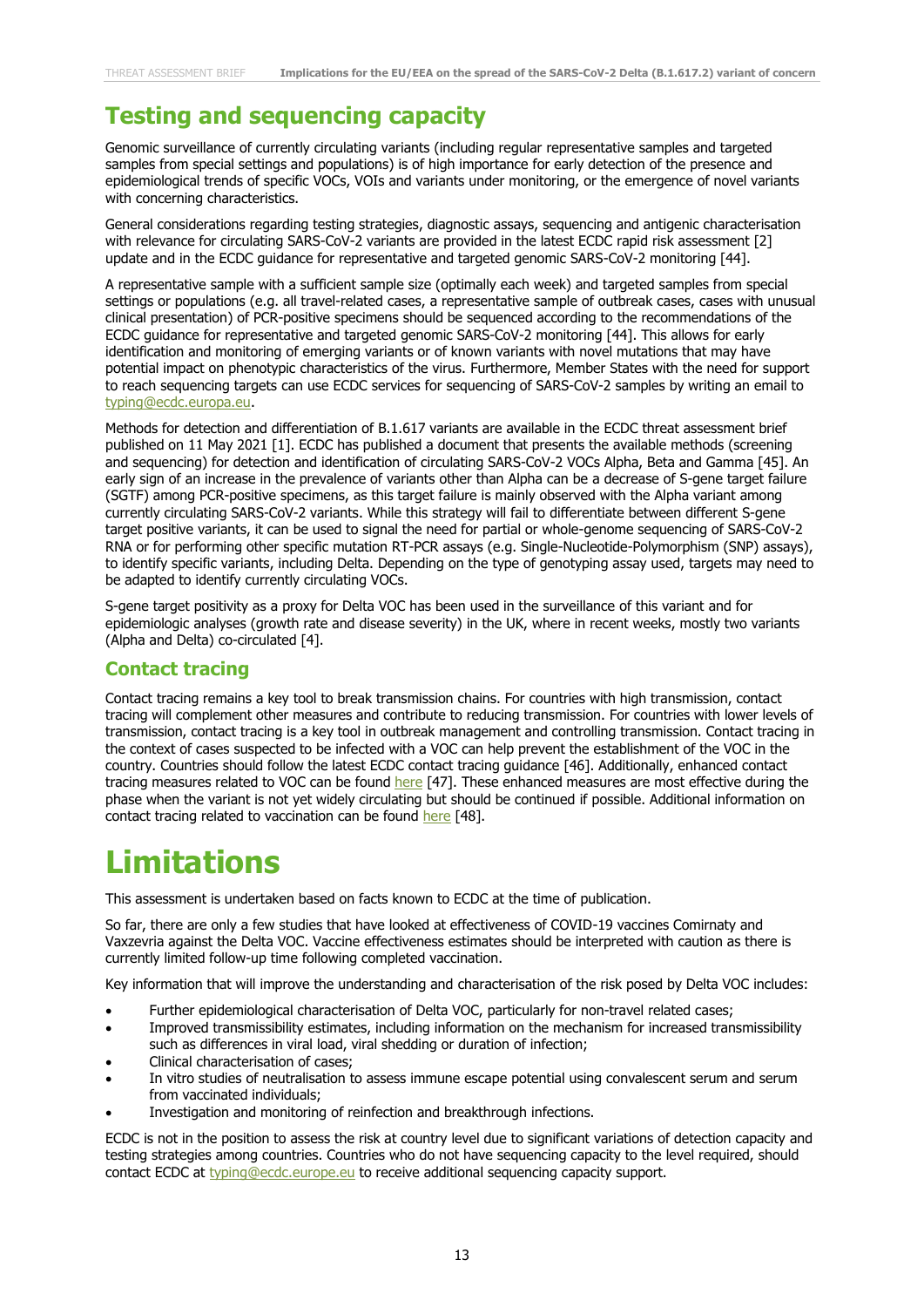## Testing and sequencing capacity

Genomic surveillance of currently circulating variants (including regular representative samples and targeted samples from special settings and populations) is of high importance for early detection of the presence and epidemiological trends of specific VOCs, VOIs and variants under monitoring, or the emergence of novel variants with concerning characteristics.

General considerations regarding testing strategies, diagnostic assays, sequencing and antigenic characterisation with relevance for circulating SARS-CoV-2 variants are provided in the latest ECDC rapid risk assessment [2] update and in the ECDC guidance for representative and targeted genomic SARS-CoV-2 monitoring [44].

A representative sample with a sufficient sample size (optimally each week) and targeted samples from special settings or populations (e.g. all travel-related cases, a representative sample of outbreak cases, cases with unusual clinical presentation) of PCR-positive specimens should be sequenced according to the recommendations of the ECDC guidance for representative and targeted genomic SARS-CoV-2 monitoring [44]. This allows for early identification and monitoring of emerging variants or of known variants with novel mutations that may have potential impact on phenotypic characteristics of the virus. Furthermore, Member States with the need for support to reach sequencing targets can use ECDC services for sequencing of SARS-CoV-2 samples by writing an email to typing@ecdc.europa.eu.

Methods for detection and differentiation of B.1.617 variants are available in the ECDC threat assessment brief published on 11 May 2021 [1]. ECDC has published a document that presents the available methods (screening and sequencing) for detection and identification of circulating SARS-CoV-2 VOCs Alpha, Beta and Gamma [45]. An early sign of an increase in the prevalence of variants other than Alpha can be a decrease of S-gene target failure (SGTF) among PCR-positive specimens, as this target failure is mainly observed with the Alpha variant among currently circulating SARS-CoV-2 variants. While this strategy will fail to differentiate between different S-gene target positive variants, it can be used to signal the need for partial or whole-genome sequencing of SARS-CoV-2 RNA or for performing other specific mutation RT-PCR assays (e.g. Single-Nucleotide-Polymorphism (SNP) assays), to identify specific variants, including Delta. Depending on the type of genotyping assay used, targets may need to be adapted to identify currently circulating VOCs.

S-gene target positivity as a proxy for Delta VOC has been used in the surveillance of this variant and for epidemiologic analyses (growth rate and disease severity) in the UK, where in recent weeks, mostly two variants (Alpha and Delta) co-circulated [4].

### Contact tracing

Contact tracing remains a key tool to break transmission chains. For countries with high transmission, contact tracing will complement other measures and contribute to reducing transmission. For countries with lower levels of transmission, contact tracing is a key tool in outbreak management and controlling transmission. Contact tracing in the context of cases suspected to be infected with a VOC can help prevent the establishment of the VOC in the country. Countries should follow the latest ECDC contact tracing guidance [46]. Additionally, enhanced contact tracing measures related to VOC can be found here [47]. These enhanced measures are most effective during the phase when the variant is not yet widely circulating but should be continued if possible. Additional information on contact tracing related to vaccination can be found here [48].

# Limitations

This assessment is undertaken based on facts known to ECDC at the time of publication.

So far, there are only a few studies that have looked at effectiveness of COVID-19 vaccines Comirnaty and Vaxzevria against the Delta VOC. Vaccine effectiveness estimates should be interpreted with caution as there is currently limited follow-up time following completed vaccination.

Key information that will improve the understanding and characterisation of the risk posed by Delta VOC includes:

- Further epidemiological characterisation of Delta VOC, particularly for non-travel related cases;
- Improved transmissibility estimates, including information on the mechanism for increased transmissibility such as differences in viral load, viral shedding or duration of infection;
- Clinical characterisation of cases;
- In vitro studies of neutralisation to assess immune escape potential using convalescent serum and serum from vaccinated individuals;
- Investigation and monitoring of reinfection and breakthrough infections.

ECDC is not in the position to assess the risk at country level due to significant variations of detection capacity and testing strategies among countries. Countries who do not have sequencing capacity to the level required, should contact ECDC at typing@ecdc.europe.eu to receive additional sequencing capacity support.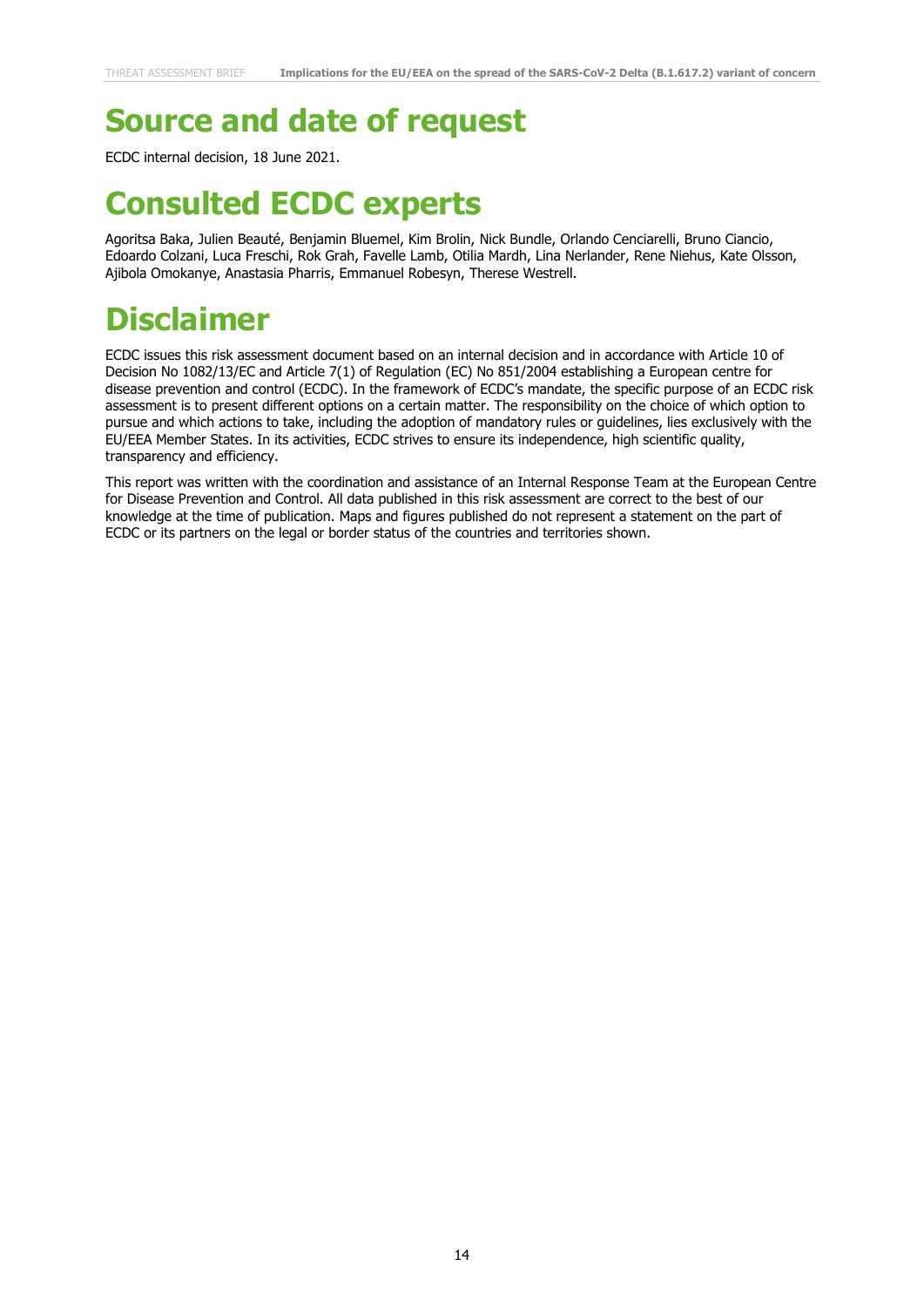# Source and date of request

ECDC internal decision, 18 June 2021.

# Consulted ECDC experts

Agoritsa Baka, Julien Beauté, Benjamin Bluemel, Kim Brolin, Nick Bundle, Orlando Cenciarelli, Bruno Ciancio, Edoardo Colzani, Luca Freschi, Rok Grah, Favelle Lamb, Otilia Mardh, Lina Nerlander, Rene Niehus, Kate Olsson, Ajibola Omokanye, Anastasia Pharris, Emmanuel Robesyn, Therese Westrell.

# Disclaimer

ECDC issues this risk assessment document based on an internal decision and in accordance with Article 10 of Decision No 1082/13/EC and Article 7(1) of Regulation (EC) No 851/2004 establishing a European centre for disease prevention and control (ECDC). In the framework of ECDC's mandate, the specific purpose of an ECDC risk assessment is to present different options on a certain matter. The responsibility on the choice of which option to pursue and which actions to take, including the adoption of mandatory rules or guidelines, lies exclusively with the EU/EEA Member States. In its activities, ECDC strives to ensure its independence, high scientific quality, transparency and efficiency.

This report was written with the coordination and assistance of an Internal Response Team at the European Centre for Disease Prevention and Control. All data published in this risk assessment are correct to the best of our knowledge at the time of publication. Maps and figures published do not represent a statement on the part of ECDC or its partners on the legal or border status of the countries and territories shown.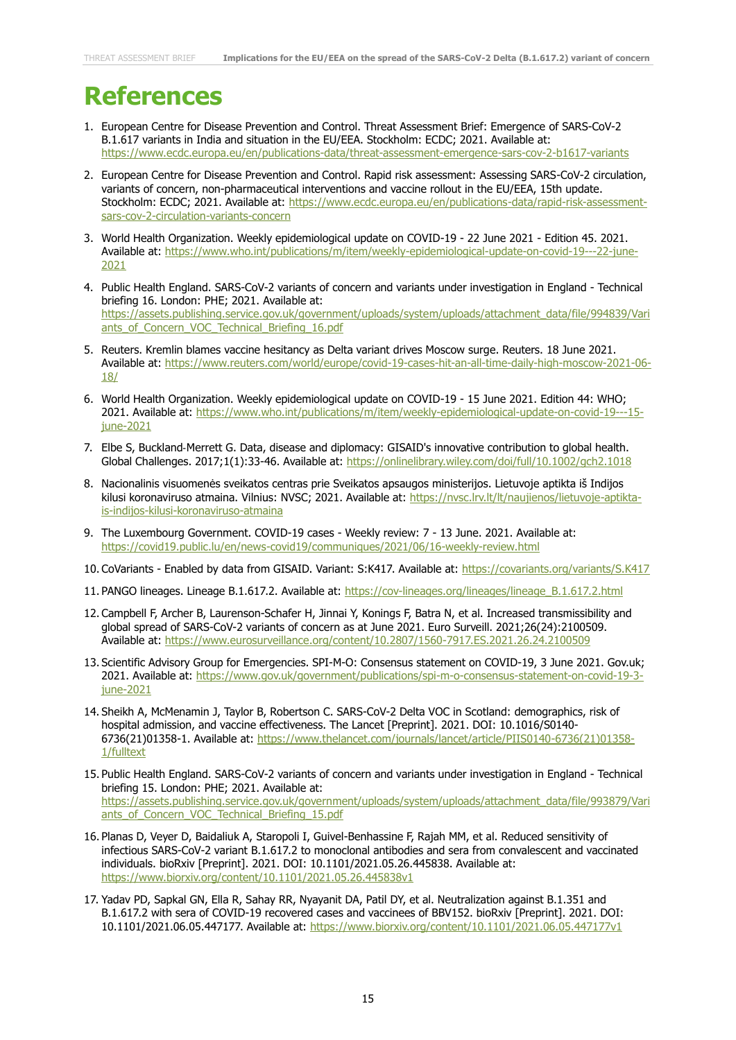# References

1. European Centre for Disease Prevention and Control. Threat Assessment Brief: Emergence of SARS-CoV-2 B.1.617 variants in India and situation in the EU/EEA. Stockholm: ECDC; 2021. Available at: https://www.ecdc.europa.eu/en/publications-data/threat-assessment-emergence-sars-cov-2-b1617-variants

2. European Centre for Disease Prevention and Control. Rapid risk assessment: Assessing SARS-CoV-2 circulation, variants of concern, non-pharmaceutical interventions and vaccine rollout in the EU/EEA, 15th update. Stockholm: ECDC; 2021. Available at: https://www.ecdc.europa.eu/en/publications-data/rapid-risk-assessment-sars-cov-2-circulation-variants-concern

3. World Health Organization. Weekly epidemiological update on COVID-19 - 22 June 2021 - Edition 45. 2021. Available at: https://www.who.int/publications/m/item/weekly-epidemiological-update-on-covid-19---22-june-2021

4. Public Health England. SARS-CoV-2 variants of concern and variants under investigation in England - Technical briefing 16. London: PHE; 2021. Available at: https://assets.publishing.service.gov.uk/government/uploads/system/uploads/attachment_data/file/994839/Variants_of_Concern_VOC_Technical_Briefing_16.pdf

5. Reuters. Kremlin blames vaccine hesitancy as Delta variant drives Moscow surge. Reuters. 18 June 2021. Available at: https://www.reuters.com/world/europe/covid-19-cases-hit-an-all-time-daily-high-moscow-2021-06-18/

6. World Health Organization. Weekly epidemiological update on COVID-19 - 15 June 2021. Edition 44: WHO; 2021. Available at: https://www.who.int/publications/m/item/weekly-epidemiological-update-on-covid-19---15-june-2021

7. Elbe S, Buckland-Merrett G. Data, disease and diplomacy: GISAID's innovative contribution to global health. Global Challenges. 2017;1(1):33-46. Available at: https://onlinelibrary.wiley.com/doi/full/10.1002/gch2.1018

8. Nacionalinis visuomenės sveikatos centras prie Sveikatos apsaugos ministerijos. Lietuvoje aptikta iš Indijos kilusi koronaviruso atmaina. Vilnius: NVSC; 2021. Available at: https://nvsc.lrv.lt/lt/naujienos/lietuvoje-aptikta-is-indijos-kilusi-koronaviruso-atmaina

9. The Luxembourg Government. COVID-19 cases - Weekly review: 7 - 13 June. 2021. Available at: https://covid19.public.lu/en/news-covid19/communiques/2021/06/16-weekly-review.html

10. CoVariants - Enabled by data from GISAID. Variant: S:K417. Available at: https://covariants.org/variants/S.K417

11. PANGO lineages. Lineage B.1.617.2. Available at: https://cov-lineages.org/lineages/lineage_B.1.617.2.html

12. Campbell F, Archer B, Laurenson-Schafer H, Jinnai Y, Konings F, Batra N, et al. Increased transmissibility and global spread of SARS-CoV-2 variants of concern as at June 2021. Euro Surveill. 2021;26(24):2100509. Available at: https://www.eurosurveillance.org/content/10.2807/1560-7917.ES.2021.26.24.2100509

13. Scientific Advisory Group for Emergencies. SPI-M-O: Consensus statement on COVID-19, 3 June 2021. Gov.uk; 2021. Available at: https://www.gov.uk/government/publications/spi-m-o-consensus-statement-on-covid-19-3-june-2021

14. Sheikh A, McMenamin J, Taylor B, Robertson C. SARS-CoV-2 Delta VOC in Scotland: demographics, risk of hospital admission, and vaccine effectiveness. The Lancet [Preprint]. 2021. DOI: 10.1016/S0140-6736(21)01358-1. Available at: https://www.thelancet.com/journals/lancet/article/PIIS0140-6736(21)01358-1/fulltext

15. Public Health England. SARS-CoV-2 variants of concern and variants under investigation in England - Technical briefing 15. London: PHE; 2021. Available at: https://assets.publishing.service.gov.uk/government/uploads/system/uploads/attachment_data/file/993879/Variants_of_Concern_VOC_Technical_Briefing_15.pdf

16. Planas D, Veyer D, Baidaliuk A, Staropoli I, Guivel-Benhassine F, Rajah MM, et al. Reduced sensitivity of infectious SARS-CoV-2 variant B.1.617.2 to monoclonal antibodies and sera from convalescent and vaccinated individuals. bioRxiv [Preprint]. 2021. DOI: 10.1101/2021.05.26.445838. Available at: https://www.biorxiv.org/content/10.1101/2021.05.26.445838v1

17. Yadav PD, Sapkal GN, Ella R, Sahay RR, Nyayanit DA, Patil DY, et al. Neutralization against B.1.351 and B.1.617.2 with sera of COVID-19 recovered cases and vaccinees of BBV152. bioRxiv [Preprint]. 2021. DOI: 10.1101/2021.06.05.447177. Available at: https://www.biorxiv.org/content/10.1101/2021.06.05.447177v1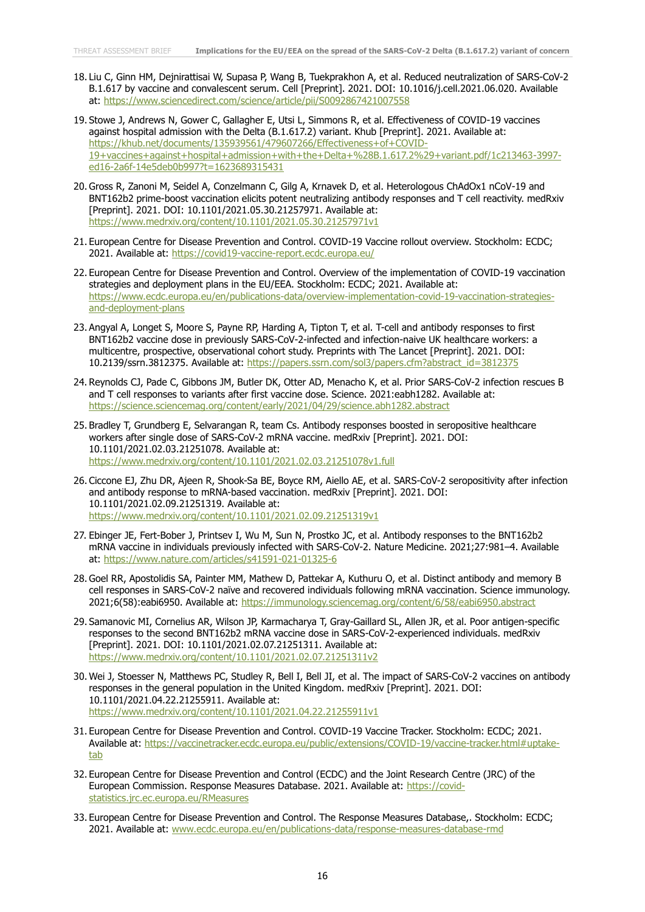18. Liu C, Ginn HM, Dejnirattisai W, Supasa P, Wang B, Tuekprakhon A, et al. Reduced neutralization of SARS-CoV-2 B.1.617 by vaccine and convalescent serum. Cell [Preprint]. 2021. DOI: 10.1016/j.cell.2021.06.020. Available at: https://www.sciencedirect.com/science/article/pii/S0092867421007558

19. Stowe J, Andrews N, Gower C, Gallagher E, Utsi L, Simmons R, et al. Effectiveness of COVID-19 vaccines against hospital admission with the Delta (B.1.617.2) variant. Khub [Preprint]. 2021. Available at: https://khub.net/documents/135939561/479607266/Effectiveness+of+COVID-19+vaccines+against+hospital+admission+with+the+Delta+%28B.1.617.2%29+variant.pdf/1c213463-3997-ed16-2a6f-14e5deb0b997?t=1623689315431

20. Gross R, Zanoni M, Seidel A, Conzelmann C, Gilg A, Krnavek D, et al. Heterologous ChAdOx1 nCoV-19 and BNT162b2 prime-boost vaccination elicits potent neutralizing antibody responses and T cell reactivity. medRxiv [Preprint]. 2021. DOI: 10.1101/2021.05.30.21257971. Available at: https://www.medrxiv.org/content/10.1101/2021.05.30.21257971v1

21. European Centre for Disease Prevention and Control. COVID-19 Vaccine rollout overview. Stockholm: ECDC; 2021. Available at: https://covid19-vaccine-report.ecdc.europa.eu/

22. European Centre for Disease Prevention and Control. Overview of the implementation of COVID-19 vaccination strategies and deployment plans in the EU/EEA. Stockholm: ECDC; 2021. Available at: https://www.ecdc.europa.eu/en/publications-data/overview-implementation-covid-19-vaccination-strategies-and-deployment-plans

23. Angyal A, Longet S, Moore S, Payne RP, Harding A, Tipton T, et al. T-cell and antibody responses to first BNT162b2 vaccine dose in previously SARS-CoV-2-infected and infection-naive UK healthcare workers: a multicentre, prospective, observational cohort study. Preprints with The Lancet [Preprint]. 2021. DOI: 10.2139/ssrn.3812375. Available at: https://papers.ssrn.com/sol3/papers.cfm?abstract_id=3812375

24. Reynolds CJ, Pade C, Gibbons JM, Butler DK, Otter AD, Menacho K, et al. Prior SARS-CoV-2 infection rescues B and T cell responses to variants after first vaccine dose. Science. 2021:eabh1282. Available at: https://science.sciencemag.org/content/early/2021/04/29/science.abh1282.abstract

25. Bradley T, Grundberg E, Selvarangan R, team Cs. Antibody responses boosted in seropositive healthcare workers after single dose of SARS-CoV-2 mRNA vaccine. medRxiv [Preprint]. 2021. DOI: 10.1101/2021.02.03.21251078. Available at: https://www.medrxiv.org/content/10.1101/2021.02.03.21251078v1.full

26. Ciccone EJ, Zhu DR, Ajeen R, Shook-Sa BE, Boyce RM, Aiello AE, et al. SARS-CoV-2 seropositivity after infection and antibody response to mRNA-based vaccination. medRxiv [Preprint]. 2021. DOI: 10.1101/2021.02.09.21251319. Available at: https://www.medrxiv.org/content/10.1101/2021.02.09.21251319v1

27. Ebinger JE, Fert-Bober J, Printsev I, Wu M, Sun N, Prostko JC, et al. Antibody responses to the BNT162b2 mRNA vaccine in individuals previously infected with SARS-CoV-2. Nature Medicine. 2021;27:981–4. Available at: https://www.nature.com/articles/s41591-021-01325-6

28. Goel RR, Apostolidis SA, Painter MM, Mathew D, Pattekar A, Kuthuru O, et al. Distinct antibody and memory B cell responses in SARS-CoV-2 naïve and recovered individuals following mRNA vaccination. Science immunology. 2021;6(58):eabi6950. Available at: https://immunology.sciencemag.org/content/6/58/eabi6950.abstract

29. Samanovic MI, Cornelius AR, Wilson JP, Karmacharya T, Gray-Gaillard SL, Allen JR, et al. Poor antigen-specific responses to the second BNT162b2 mRNA vaccine dose in SARS-CoV-2-experienced individuals. medRxiv [Preprint]. 2021. DOI: 10.1101/2021.02.07.21251311. Available at: https://www.medrxiv.org/content/10.1101/2021.02.07.21251311v2

30. Wei J, Stoesser N, Matthews PC, Studley R, Bell I, Bell JI, et al. The impact of SARS-CoV-2 vaccines on antibody responses in the general population in the United Kingdom. medRxiv [Preprint]. 2021. DOI: 10.1101/2021.04.22.21255911. Available at: https://www.medrxiv.org/content/10.1101/2021.04.22.21255911v1

31. European Centre for Disease Prevention and Control. COVID-19 Vaccine Tracker. Stockholm: ECDC; 2021. Available at: https://vaccinetracker.ecdc.europa.eu/public/extensions/COVID-19/vaccine-tracker.html#uptake-tab

32. European Centre for Disease Prevention and Control (ECDC) and the Joint Research Centre (JRC) of the European Commission. Response Measures Database. 2021. Available at: https://covid-statistics.jrc.ec.europa.eu/RMeasures

33. European Centre for Disease Prevention and Control. The Response Measures Database,. Stockholm: ECDC; 2021. Available at: www.ecdc.europa.eu/en/publications-data/response-measures-database-rmd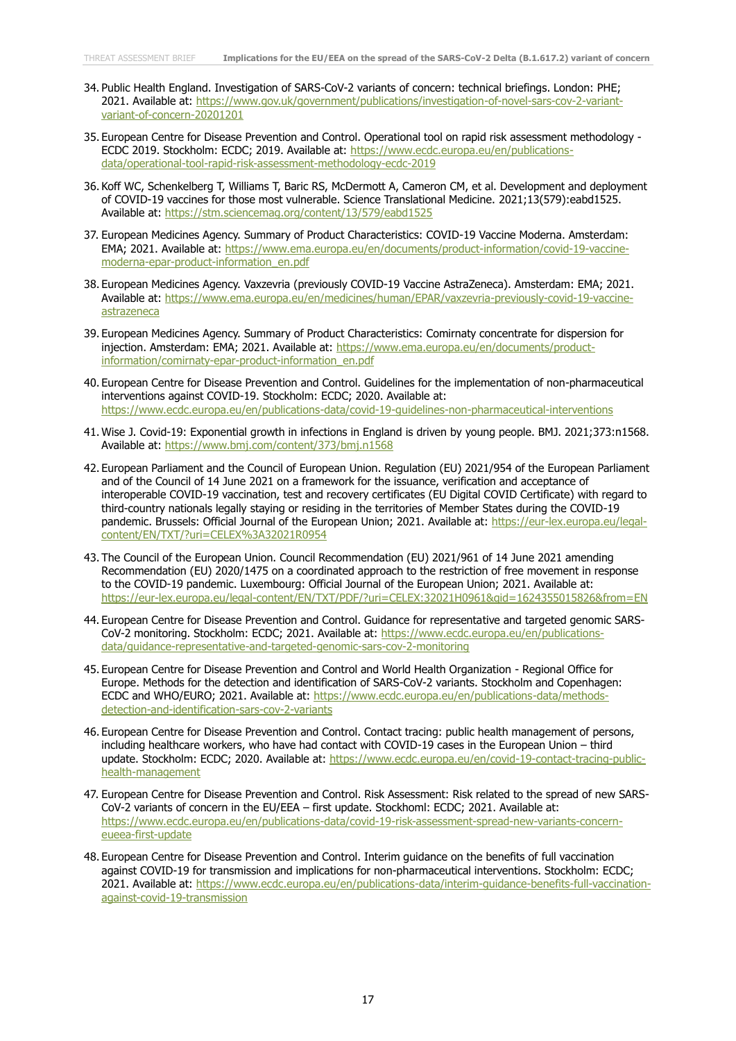34. Public Health England. Investigation of SARS-CoV-2 variants of concern: technical briefings. London: PHE; 2021. Available at: https://www.gov.uk/government/publications/investigation-of-novel-sars-cov-2-variant-variant-of-concern-20201201

35. European Centre for Disease Prevention and Control. Operational tool on rapid risk assessment methodology - ECDC 2019. Stockholm: ECDC; 2019. Available at: https://www.ecdc.europa.eu/en/publications-data/operational-tool-rapid-risk-assessment-methodology-ecdc-2019

36. Koff WC, Schenkelberg T, Williams T, Baric RS, McDermott A, Cameron CM, et al. Development and deployment of COVID-19 vaccines for those most vulnerable. Science Translational Medicine. 2021;13(579):eabd1525. Available at: https://stm.sciencemag.org/content/13/579/eabd1525

37. European Medicines Agency. Summary of Product Characteristics: COVID-19 Vaccine Moderna. Amsterdam: EMA; 2021. Available at: https://www.ema.europa.eu/en/documents/product-information/covid-19-vaccine-moderna-epar-product-information_en.pdf

38. European Medicines Agency. Vaxzevria (previously COVID-19 Vaccine AstraZeneca). Amsterdam: EMA; 2021. Available at: https://www.ema.europa.eu/en/medicines/human/EPAR/vaxzevria-previously-covid-19-vaccine-astrazeneca

39. European Medicines Agency. Summary of Product Characteristics: Comirnaty concentrate for dispersion for injection. Amsterdam: EMA; 2021. Available at: https://www.ema.europa.eu/en/documents/product-information/comirnaty-epar-product-information_en.pdf

40. European Centre for Disease Prevention and Control. Guidelines for the implementation of non-pharmaceutical interventions against COVID-19. Stockholm: ECDC; 2020. Available at: https://www.ecdc.europa.eu/en/publications-data/covid-19-guidelines-non-pharmaceutical-interventions

41. Wise J. Covid-19: Exponential growth in infections in England is driven by young people. BMJ. 2021;373:n1568. Available at: https://www.bmj.com/content/373/bmj.n1568

42. European Parliament and the Council of European Union. Regulation (EU) 2021/954 of the European Parliament and of the Council of 14 June 2021 on a framework for the issuance, verification and acceptance of interoperable COVID-19 vaccination, test and recovery certificates (EU Digital COVID Certificate) with regard to third-country nationals legally staying or residing in the territories of Member States during the COVID-19 pandemic. Brussels: Official Journal of the European Union; 2021. Available at: https://eur-lex.europa.eu/legal-content/EN/TXT/?uri=CELEX%3A32021R0954

43. The Council of the European Union. Council Recommendation (EU) 2021/961 of 14 June 2021 amending Recommendation (EU) 2020/1475 on a coordinated approach to the restriction of free movement in response to the COVID-19 pandemic. Luxembourg: Official Journal of the European Union; 2021. Available at: https://eur-lex.europa.eu/legal-content/EN/TXT/PDF/?uri=CELEX:32021H0961&qid=1624355015826&from=EN

44. European Centre for Disease Prevention and Control. Guidance for representative and targeted genomic SARS-CoV-2 monitoring. Stockholm: ECDC; 2021. Available at: https://www.ecdc.europa.eu/en/publications-data/guidance-representative-and-targeted-genomic-sars-cov-2-monitoring

45. European Centre for Disease Prevention and Control and World Health Organization - Regional Office for Europe. Methods for the detection and identification of SARS-CoV-2 variants. Stockholm and Copenhagen: ECDC and WHO/EURO; 2021. Available at: https://www.ecdc.europa.eu/en/publications-data/methods-detection-and-identification-sars-cov-2-variants

46. European Centre for Disease Prevention and Control. Contact tracing: public health management of persons, including healthcare workers, who have had contact with COVID-19 cases in the European Union – third update. Stockholm: ECDC; 2020. Available at: https://www.ecdc.europa.eu/en/covid-19-contact-tracing-public-health-management

47. European Centre for Disease Prevention and Control. Risk Assessment: Risk related to the spread of new SARS-CoV-2 variants of concern in the EU/EEA – first update. Stockhoml: ECDC; 2021. Available at: https://www.ecdc.europa.eu/en/publications-data/covid-19-risk-assessment-spread-new-variants-concern-eueea-first-update

48. European Centre for Disease Prevention and Control. Interim guidance on the benefits of full vaccination against COVID-19 for transmission and implications for non-pharmaceutical interventions. Stockholm: ECDC; 2021. Available at: https://www.ecdc.europa.eu/en/publications-data/interim-guidance-benefits-full-vaccination-against-covid-19-transmission